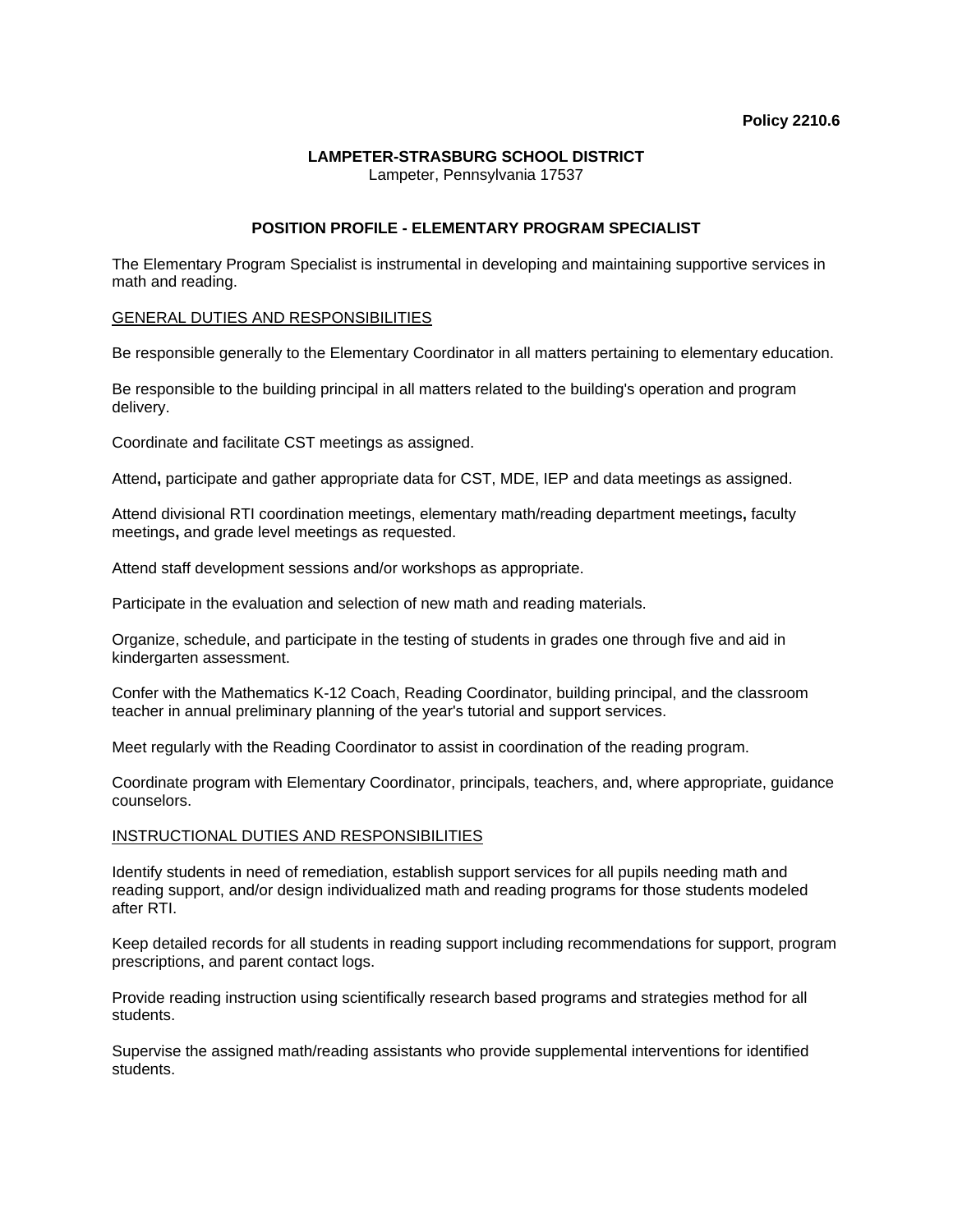**Policy 2210.6**

**LAMPETER-STRASBURG SCHOOL DISTRICT**
Lampeter, Pennsylvania 17537

**POSITION PROFILE - ELEMENTARY PROGRAM SPECIALIST**

The Elementary Program Specialist is instrumental in developing and maintaining supportive services in math and reading.

GENERAL DUTIES AND RESPONSIBILITIES

Be responsible generally to the Elementary Coordinator in all matters pertaining to elementary education.

Be responsible to the building principal in all matters related to the building's operation and program delivery.

Coordinate and facilitate CST meetings as assigned.

Attend**,** participate and gather appropriate data for CST, MDE, IEP and data meetings as assigned.

Attend divisional RTI coordination meetings, elementary math/reading department meetings**,** faculty meetings**,** and grade level meetings as requested.

Attend staff development sessions and/or workshops as appropriate.

Participate in the evaluation and selection of new math and reading materials.

Organize, schedule, and participate in the testing of students in grades one through five and aid in kindergarten assessment.

Confer with the Mathematics K-12 Coach, Reading Coordinator, building principal, and the classroom teacher in annual preliminary planning of the year's tutorial and support services.

Meet regularly with the Reading Coordinator to assist in coordination of the reading program.

Coordinate program with Elementary Coordinator, principals, teachers, and, where appropriate, guidance counselors.

INSTRUCTIONAL DUTIES AND RESPONSIBILITIES

Identify students in need of remediation, establish support services for all pupils needing math and reading support, and/or design individualized math and reading programs for those students modeled after RTI.

Keep detailed records for all students in reading support including recommendations for support, program prescriptions, and parent contact logs.

Provide reading instruction using scientifically research based programs and strategies method for all students.

Supervise the assigned math/reading assistants who provide supplemental interventions for identified students.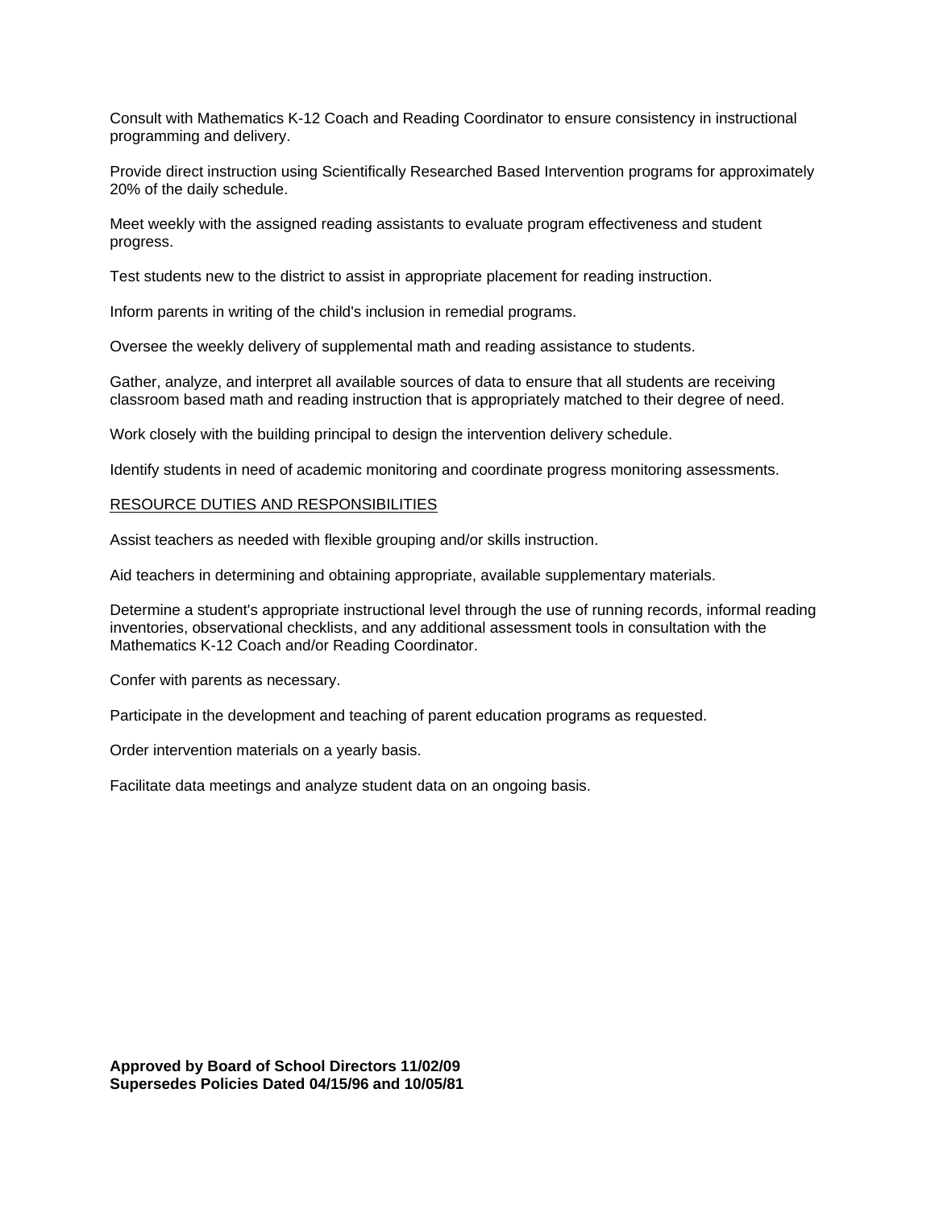Consult with Mathematics K-12 Coach and Reading Coordinator to ensure consistency in instructional programming and delivery.

Provide direct instruction using Scientifically Researched Based Intervention programs for approximately 20% of the daily schedule.

Meet weekly with the assigned reading assistants to evaluate program effectiveness and student progress.

Test students new to the district to assist in appropriate placement for reading instruction.

Inform parents in writing of the child's inclusion in remedial programs.

Oversee the weekly delivery of supplemental math and reading assistance to students.

Gather, analyze, and interpret all available sources of data to ensure that all students are receiving classroom based math and reading instruction that is appropriately matched to their degree of need.

Work closely with the building principal to design the intervention delivery schedule.

Identify students in need of academic monitoring and coordinate progress monitoring assessments.

<u>RESOURCE DUTIES AND RESPONSIBILITIES</u>

Assist teachers as needed with flexible grouping and/or skills instruction.

Aid teachers in determining and obtaining appropriate, available supplementary materials.

Determine a student's appropriate instructional level through the use of running records, informal reading inventories, observational checklists, and any additional assessment tools in consultation with the Mathematics K-12 Coach and/or Reading Coordinator.

Confer with parents as necessary.

Participate in the development and teaching of parent education programs as requested.

Order intervention materials on a yearly basis.

Facilitate data meetings and analyze student data on an ongoing basis.

**Approved by Board of School Directors 11/02/09**
**Supersedes Policies Dated 04/15/96 and 10/05/81**